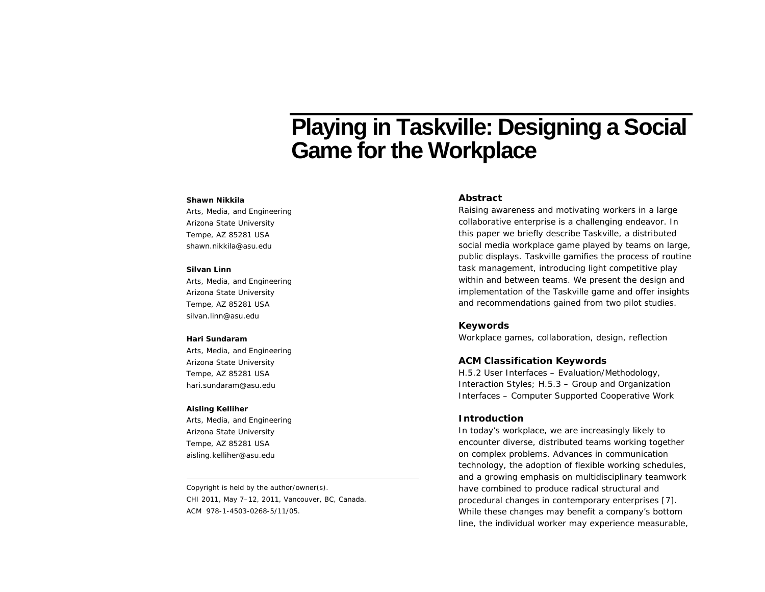# Playing in Taskville: Designing a Social Game for the Workplace

**Shawn Nikkila**
Arts, Media, and Engineering
Arizona State University
Tempe, AZ 85281 USA
shawn.nikkila@asu.edu

**Silvan Linn**
Arts, Media, and Engineering
Arizona State University
Tempe, AZ 85281 USA
silvan.linn@asu.edu

**Hari Sundaram**
Arts, Media, and Engineering
Arizona State University
Tempe, AZ 85281 USA
hari.sundaram@asu.edu

**Aisling Kelliher**
Arts, Media, and Engineering
Arizona State University
Tempe, AZ 85281 USA
aisling.kelliher@asu.edu

Copyright is held by the author/owner(s).
CHI 2011, May 7–12, 2011, Vancouver, BC, Canada.
ACM 978-1-4503-0268-5/11/05.

## Abstract

Raising awareness and motivating workers in a large collaborative enterprise is a challenging endeavor. In this paper we briefly describe Taskville, a distributed social media workplace game played by teams on large, public displays. Taskville gamifies the process of routine task management, introducing light competitive play within and between teams. We present the design and implementation of the Taskville game and offer insights and recommendations gained from two pilot studies.

## Keywords

Workplace games, collaboration, design, reflection

## ACM Classification Keywords

H.5.2 User Interfaces – Evaluation/Methodology, Interaction Styles; H.5.3 – Group and Organization Interfaces – Computer Supported Cooperative Work

## Introduction

In today's workplace, we are increasingly likely to encounter diverse, distributed teams working together on complex problems. Advances in communication technology, the adoption of flexible working schedules, and a growing emphasis on multidisciplinary teamwork have combined to produce radical structural and procedural changes in contemporary enterprises [7]. While these changes may benefit a company's bottom line, the individual worker may experience measurable,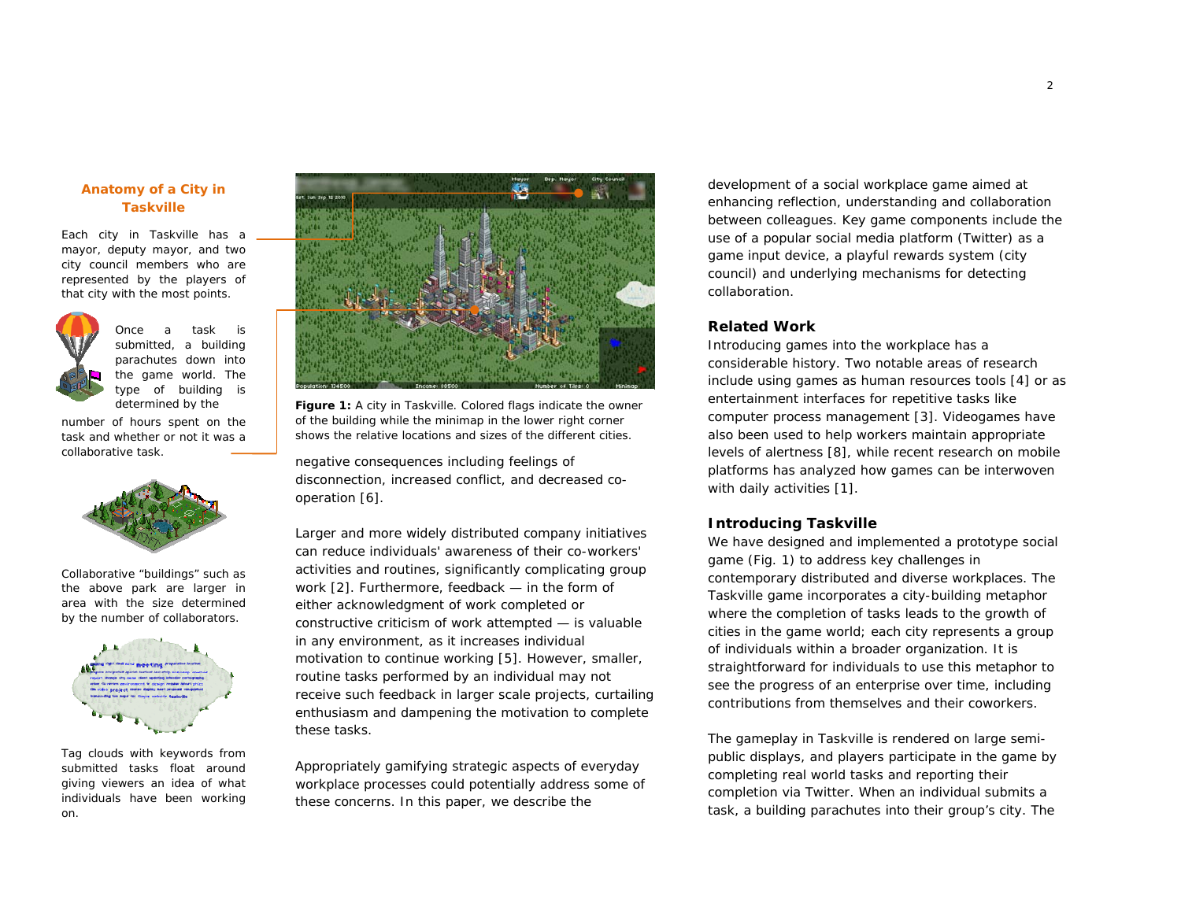## Anatomy of a City in Taskville

Each city in Taskville has a mayor, deputy mayor, and two city council members who are represented by the players of that city with the most points.

Once a task is submitted, a building parachutes down into the game world. The type of building is determined by the number of hours spent on the task and whether or not it was a collaborative task.

Collaborative “buildings” such as the above park are larger in area with the size determined by the number of collaborators.

Tag clouds with keywords from submitted tasks float around giving viewers an idea of what individuals have been working on.

**Figure 1:** A city in Taskville. Colored flags indicate the owner of the building while the minimap in the lower right corner shows the relative locations and sizes of the different cities.

negative consequences including feelings of disconnection, increased conflict, and decreased co-operation [6].

Larger and more widely distributed company initiatives can reduce individuals' awareness of their co-workers' activities and routines, significantly complicating group work [2]. Furthermore, feedback — in the form of either acknowledgment of work completed or constructive criticism of work attempted — is valuable in any environment, as it increases individual motivation to continue working [5]. However, smaller, routine tasks performed by an individual may not receive such feedback in larger scale projects, curtailing enthusiasm and dampening the motivation to complete these tasks.

Appropriately gamifying strategic aspects of everyday workplace processes could potentially address some of these concerns. In this paper, we describe the development of a social workplace game aimed at enhancing reflection, understanding and collaboration between colleagues. Key game components include the use of a popular social media platform (Twitter) as a game input device, a playful rewards system (city council) and underlying mechanisms for detecting collaboration.

### Related Work

Introducing games into the workplace has a considerable history. Two notable areas of research include using games as human resources tools [4] or as entertainment interfaces for repetitive tasks like computer process management [3]. Videogames have also been used to help workers maintain appropriate levels of alertness [8], while recent research on mobile platforms has analyzed how games can be interwoven with daily activities [1].

### Introducing Taskville

We have designed and implemented a prototype social game (Fig. 1) to address key challenges in contemporary distributed and diverse workplaces. The Taskville game incorporates a city-building metaphor where the completion of tasks leads to the growth of cities in the game world; each city represents a group of individuals within a broader organization. It is straightforward for individuals to use this metaphor to see the progress of an enterprise over time, including contributions from themselves and their coworkers.

The gameplay in Taskville is rendered on large semi-public displays, and players participate in the game by completing real world tasks and reporting their completion via Twitter. When an individual submits a task, a building parachutes into their group’s city. The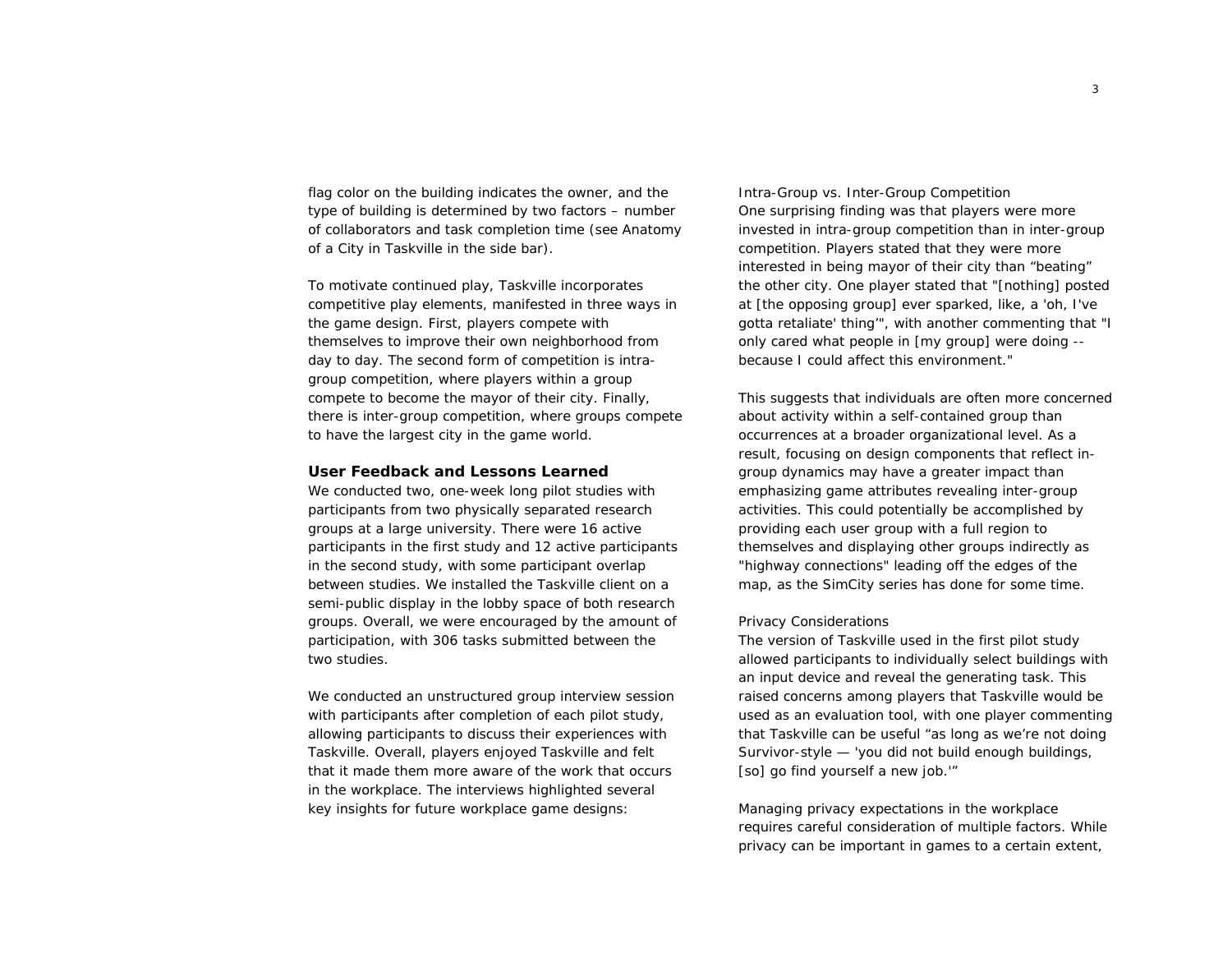flag color on the building indicates the owner, and the type of building is determined by two factors – number of collaborators and task completion time (see Anatomy of a City in Taskville in the side bar).

To motivate continued play, Taskville incorporates competitive play elements, manifested in three ways in the game design. First, players compete with themselves to improve their own neighborhood from day to day. The second form of competition is intra-group competition, where players within a group compete to become the mayor of their city. Finally, there is inter-group competition, where groups compete to have the largest city in the game world.

## User Feedback and Lessons Learned

We conducted two, one-week long pilot studies with participants from two physically separated research groups at a large university. There were 16 active participants in the first study and 12 active participants in the second study, with some participant overlap between studies. We installed the Taskville client on a semi-public display in the lobby space of both research groups. Overall, we were encouraged by the amount of participation, with 306 tasks submitted between the two studies.

We conducted an unstructured group interview session with participants after completion of each pilot study, allowing participants to discuss their experiences with Taskville. Overall, players enjoyed Taskville and felt that it made them more aware of the work that occurs in the workplace. The interviews highlighted several key insights for future workplace game designs:

### Intra-Group vs. Inter-Group Competition

One surprising finding was that players were more invested in intra-group competition than in inter-group competition. Players stated that they were more interested in being mayor of their city than “beating” the other city. One player stated that "[nothing] posted at [the opposing group] ever sparked, like, a 'oh, I've gotta retaliate' thing'", with another commenting that "I only cared what people in [my group] were doing -- because I could affect this environment."

This suggests that individuals are often more concerned about activity within a self-contained group than occurrences at a broader organizational level. As a result, focusing on design components that reflect in-group dynamics may have a greater impact than emphasizing game attributes revealing inter-group activities. This could potentially be accomplished by providing each user group with a full region to themselves and displaying other groups indirectly as "highway connections" leading off the edges of the map, as the SimCity series has done for some time.

### Privacy Considerations

The version of Taskville used in the first pilot study allowed participants to individually select buildings with an input device and reveal the generating task. This raised concerns among players that Taskville would be used as an evaluation tool, with one player commenting that Taskville can be useful “as long as we’re not doing Survivor-style — 'you did not build enough buildings, [so] go find yourself a new job.'”

Managing privacy expectations in the workplace requires careful consideration of multiple factors. While privacy can be important in games to a certain extent,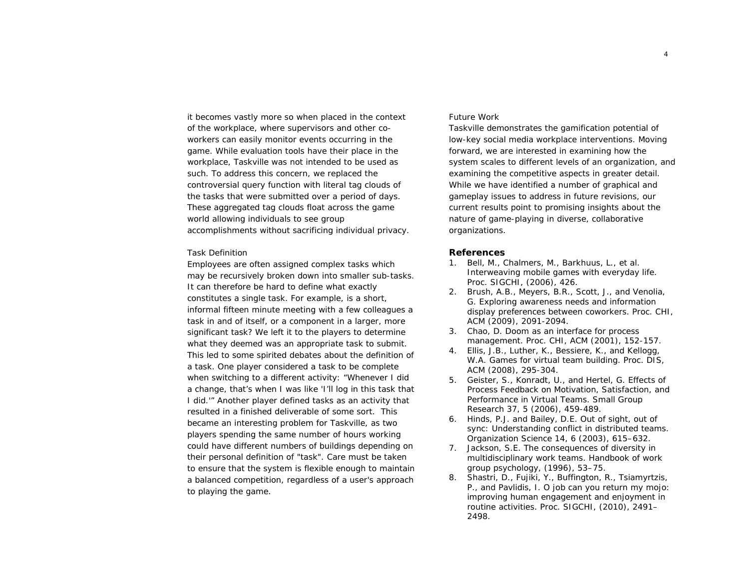it becomes vastly more so when placed in the context of the workplace, where supervisors and other co-workers can easily monitor events occurring in the game. While evaluation tools have their place in the workplace, Taskville was not intended to be used as such. To address this concern, we replaced the controversial query function with literal tag clouds of the tasks that were submitted over a period of days. These aggregated tag clouds float across the game world allowing individuals to see group accomplishments without sacrificing individual privacy.

### Task Definition

Employees are often assigned complex tasks which may be recursively broken down into smaller sub-tasks. It can therefore be hard to define what exactly constitutes a single task. For example, is a short, informal fifteen minute meeting with a few colleagues a task in and of itself, or a component in a larger, more significant task? We left it to the players to determine what they deemed was an appropriate task to submit. This led to some spirited debates about the definition of a task. One player considered a task to be complete when switching to a different activity: "Whenever I did a change, that's when I was like 'I'll log in this task that I did.'" Another player defined tasks as an activity that resulted in a finished deliverable of some sort. This became an interesting problem for Taskville, as two players spending the same number of hours working could have different numbers of buildings depending on their personal definition of "task". Care must be taken to ensure that the system is flexible enough to maintain a balanced competition, regardless of a user's approach to playing the game.

### Future Work

Taskville demonstrates the gamification potential of low-key social media workplace interventions. Moving forward, we are interested in examining how the system scales to different levels of an organization, and examining the competitive aspects in greater detail. While we have identified a number of graphical and gameplay issues to address in future revisions, our current results point to promising insights about the nature of game-playing in diverse, collaborative organizations.

## References

1. Bell, M., Chalmers, M., Barkhuus, L., et al. Interweaving mobile games with everyday life. Proc. SIGCHI, (2006), 426.
2. Brush, A.B., Meyers, B.R., Scott, J., and Venolia, G. Exploring awareness needs and information display preferences between coworkers. Proc. CHI, ACM (2009), 2091-2094.
3. Chao, D. Doom as an interface for process management. Proc. CHI, ACM (2001), 152-157.
4. Ellis, J.B., Luther, K., Bessiere, K., and Kellogg, W.A. Games for virtual team building. Proc. DIS, ACM (2008), 295-304.
5. Geister, S., Konradt, U., and Hertel, G. Effects of Process Feedback on Motivation, Satisfaction, and Performance in Virtual Teams. Small Group Research 37, 5 (2006), 459-489.
6. Hinds, P.J. and Bailey, D.E. Out of sight, out of sync: Understanding conflict in distributed teams. Organization Science 14, 6 (2003), 615–632.
7. Jackson, S.E. The consequences of diversity in multidisciplinary work teams. Handbook of work group psychology, (1996), 53–75.
8. Shastri, D., Fujiki, Y., Buffington, R., Tsiamyrtzis, P., and Pavlidis, I. O job can you return my mojo: improving human engagement and enjoyment in routine activities. Proc. SIGCHI, (2010), 2491–2498.